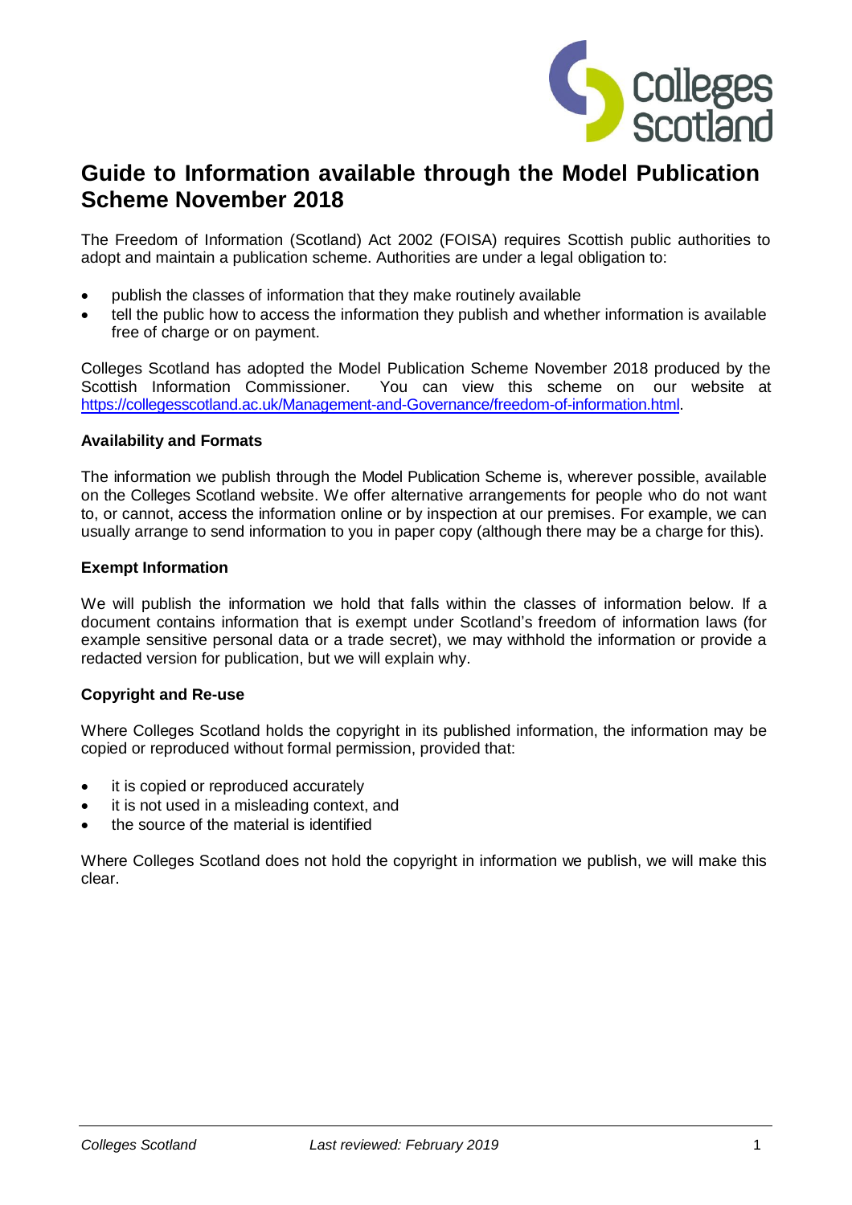# Guide to Information available through the Model Publication Scheme November 2018

The Freedom of Information (Scotland) Act 2002 (FOISA) requires Scottish public authorities to adopt and maintain a publication scheme. Authorities are under a legal obligation to:

- publish the classes of information that they make routinely available
- tell the public how to access the information they publish and whether information is available free of charge or on payment.

Colleges Scotland has adopted the Model Publication Scheme November 2018 produced by the Scottish Information Commissioner. You can view this scheme on our website at https://collegesscotland.ac.uk/Management-and-Governance/freedom-of-information.html.

### Availability and Formats

The information we publish through the Model Publication Scheme is, wherever possible, available on the Colleges Scotland website. We offer alternative arrangements for people who do not want to, or cannot, access the information online or by inspection at our premises. For example, we can usually arrange to send information to you in paper copy (although there may be a charge for this).

### Exempt Information

We will publish the information we hold that falls within the classes of information below. If a document contains information that is exempt under Scotland's freedom of information laws (for example sensitive personal data or a trade secret), we may withhold the information or provide a redacted version for publication, but we will explain why.

### Copyright and Re-use

Where Colleges Scotland holds the copyright in its published information, the information may be copied or reproduced without formal permission, provided that:

- it is copied or reproduced accurately
- it is not used in a misleading context, and
- the source of the material is identified

Where Colleges Scotland does not hold the copyright in information we publish, we will make this clear.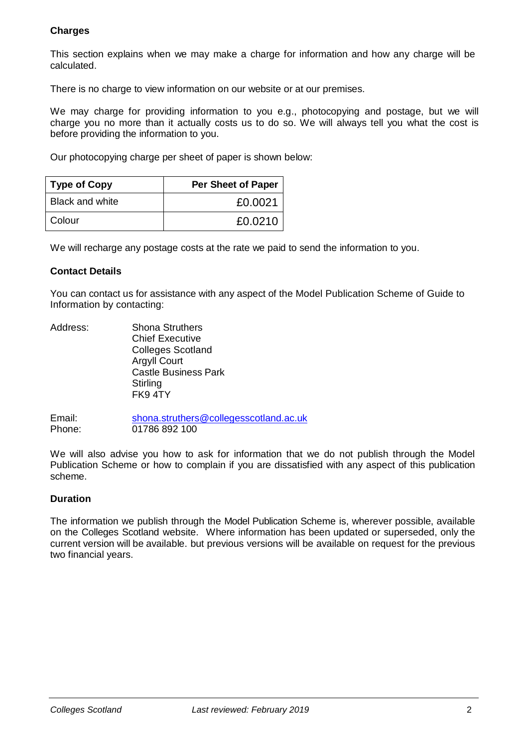**Charges**

This section explains when we may make a charge for information and how any charge will be calculated.

There is no charge to view information on our website or at our premises.

We may charge for providing information to you e.g., photocopying and postage, but we will charge you no more than it actually costs us to do so. We will always tell you what the cost is before providing the information to you.

Our photocopying charge per sheet of paper is shown below:

| Type of Copy | Per Sheet of Paper |
|---|---:|
| Black and white | £0.0021 |
| Colour | £0.0210 |

We will recharge any postage costs at the rate we paid to send the information to you.

**Contact Details**

You can contact us for assistance with any aspect of the Model Publication Scheme of Guide to Information by contacting:

Address: Shona Struthers
Chief Executive
Colleges Scotland
Argyll Court
Castle Business Park
Stirling
FK9 4TY

Email: shona.struthers@collegesscotland.ac.uk
Phone: 01786 892 100

We will also advise you how to ask for information that we do not publish through the Model Publication Scheme or how to complain if you are dissatisfied with any aspect of this publication scheme.

**Duration**

The information we publish through the Model Publication Scheme is, wherever possible, available on the Colleges Scotland website. Where information has been updated or superseded, only the current version will be available. but previous versions will be available on request for the previous two financial years.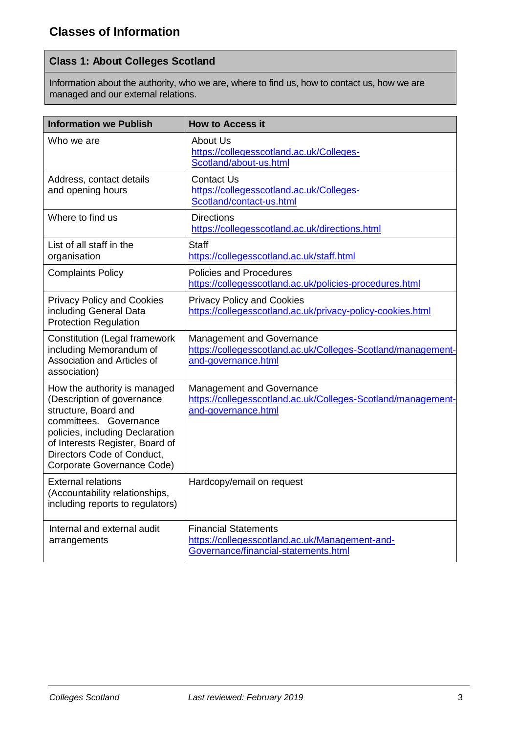## Classes of Information

| Class 1: About Colleges Scotland |
|---|
| Information about the authority, who we are, where to find us, how to contact us, how we are managed and our external relations. |

| Information we Publish | How to Access it |
|---|---|
| Who we are | About Us https://collegesscotland.ac.uk/Colleges-Scotland/about-us.html |
| Address, contact details and opening hours | Contact Us https://collegesscotland.ac.uk/Colleges-Scotland/contact-us.html |
| Where to find us | Directions https://collegesscotland.ac.uk/directions.html |
| List of all staff in the organisation | Staff https://collegesscotland.ac.uk/staff.html |
| Complaints Policy | Policies and Procedures https://collegesscotland.ac.uk/policies-procedures.html |
| Privacy Policy and Cookies including General Data Protection Regulation | Privacy Policy and Cookies https://collegesscotland.ac.uk/privacy-policy-cookies.html |
| Constitution (Legal framework including Memorandum of Association and Articles of association) | Management and Governance https://collegesscotland.ac.uk/Colleges-Scotland/management-and-governance.html |
| How the authority is managed (Description of governance structure, Board and committees. Governance policies, including Declaration of Interests Register, Board of Directors Code of Conduct, Corporate Governance Code) | Management and Governance https://collegesscotland.ac.uk/Colleges-Scotland/management-and-governance.html |
| External relations (Accountability relationships, including reports to regulators) | Hardcopy/email on request |
| Internal and external audit arrangements | Financial Statements https://collegesscotland.ac.uk/Management-and-Governance/financial-statements.html |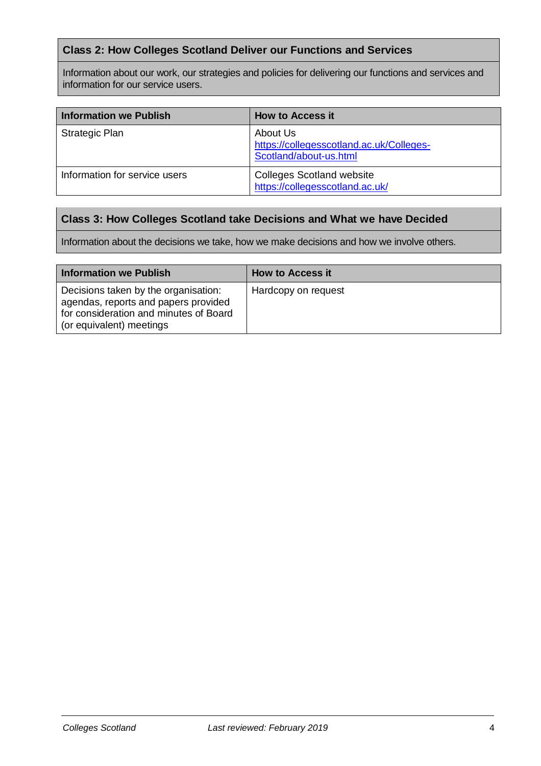## Class 2: How Colleges Scotland Deliver our Functions and Services

Information about our work, our strategies and policies for delivering our functions and services and information for our service users.

| Information we Publish | How to Access it |
| --- | --- |
| Strategic Plan | About Us<br>https://collegesscotland.ac.uk/Colleges-Scotland/about-us.html |
| Information for service users | Colleges Scotland website<br>https://collegesscotland.ac.uk/ |

## Class 3: How Colleges Scotland take Decisions and What we have Decided

Information about the decisions we take, how we make decisions and how we involve others.

| Information we Publish | How to Access it |
| --- | --- |
| Decisions taken by the organisation: agendas, reports and papers provided for consideration and minutes of Board (or equivalent) meetings | Hardcopy on request |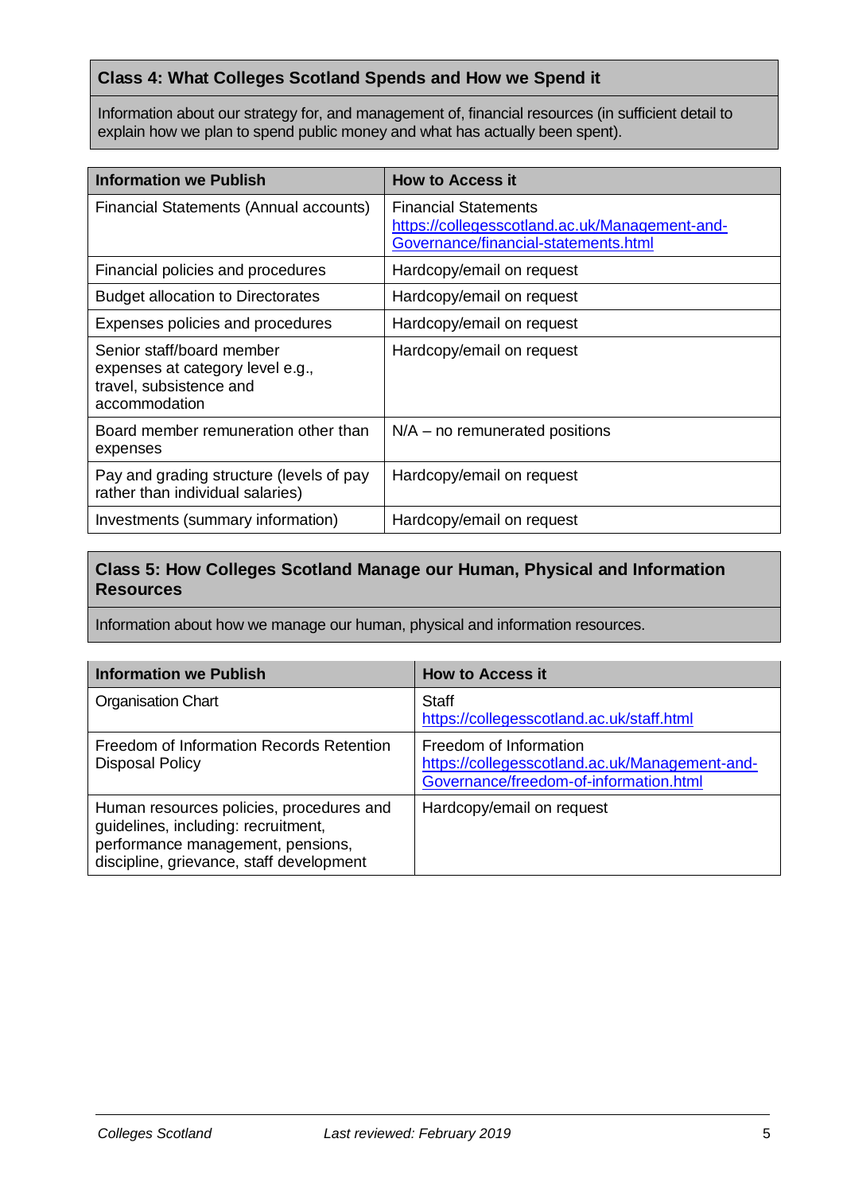## Class 4: What Colleges Scotland Spends and How we Spend it

Information about our strategy for, and management of, financial resources (in sufficient detail to explain how we plan to spend public money and what has actually been spent).

| Information we Publish | How to Access it |
|---|---|
| Financial Statements (Annual accounts) | Financial Statements https://collegesscotland.ac.uk/Management-and-Governance/financial-statements.html |
| Financial policies and procedures | Hardcopy/email on request |
| Budget allocation to Directorates | Hardcopy/email on request |
| Expenses policies and procedures | Hardcopy/email on request |
| Senior staff/board member expenses at category level e.g., travel, subsistence and accommodation | Hardcopy/email on request |
| Board member remuneration other than expenses | N/A – no remunerated positions |
| Pay and grading structure (levels of pay rather than individual salaries) | Hardcopy/email on request |
| Investments (summary information) | Hardcopy/email on request |

## Class 5: How Colleges Scotland Manage our Human, Physical and Information Resources

Information about how we manage our human, physical and information resources.

| Information we Publish | How to Access it |
|---|---|
| Organisation Chart | Staff https://collegesscotland.ac.uk/staff.html |
| Freedom of Information Records Retention Disposal Policy | Freedom of Information https://collegesscotland.ac.uk/Management-and-Governance/freedom-of-information.html |
| Human resources policies, procedures and guidelines, including: recruitment, performance management, pensions, discipline, grievance, staff development | Hardcopy/email on request |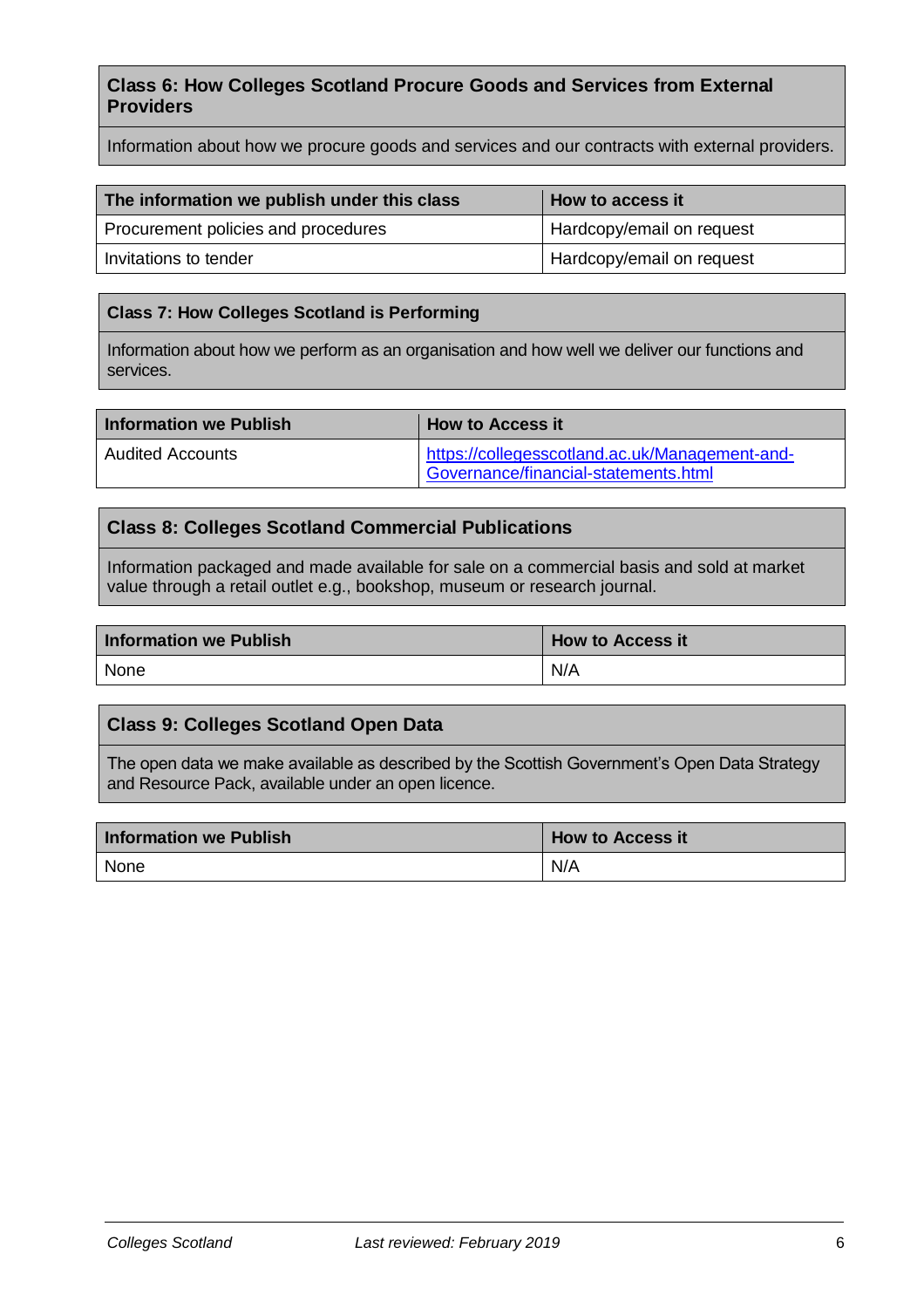## Class 6: How Colleges Scotland Procure Goods and Services from External Providers

Information about how we procure goods and services and our contracts with external providers.

| The information we publish under this class | How to access it |
| --- | --- |
| Procurement policies and procedures | Hardcopy/email on request |
| Invitations to tender | Hardcopy/email on request |

## Class 7: How Colleges Scotland is Performing

Information about how we perform as an organisation and how well we deliver our functions and services.

| Information we Publish | How to Access it |
| --- | --- |
| Audited Accounts | https://collegesscotland.ac.uk/Management-and-Governance/financial-statements.html |

## Class 8: Colleges Scotland Commercial Publications

Information packaged and made available for sale on a commercial basis and sold at market value through a retail outlet e.g., bookshop, museum or research journal.

| Information we Publish | How to Access it |
| --- | --- |
| None | N/A |

## Class 9: Colleges Scotland Open Data

The open data we make available as described by the Scottish Government's Open Data Strategy and Resource Pack, available under an open licence.

| Information we Publish | How to Access it |
| --- | --- |
| None | N/A |